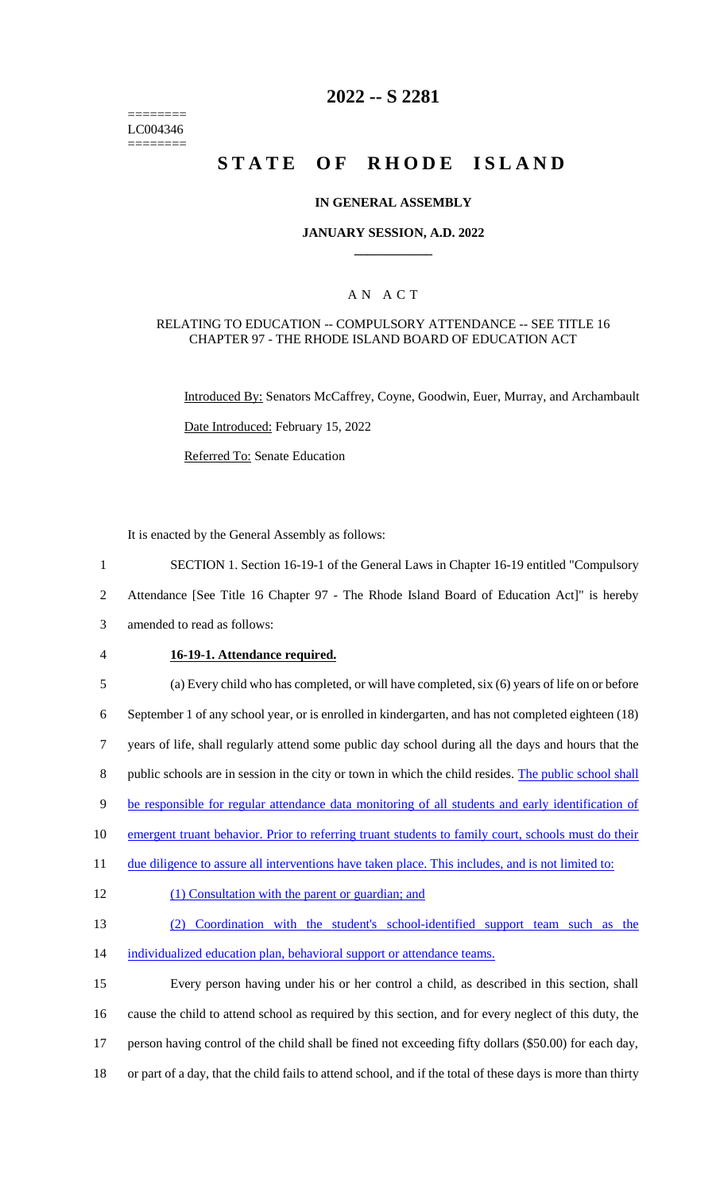========
LC004346
========

# 2022 -- S 2281

# STATE OF RHODE ISLAND

## IN GENERAL ASSEMBLY

### JANUARY SESSION, A.D. 2022

### A N A C T

RELATING TO EDUCATION -- COMPULSORY ATTENDANCE -- SEE TITLE 16 CHAPTER 97 - THE RHODE ISLAND BOARD OF EDUCATION ACT

Introduced By: Senators McCaffrey, Coyne, Goodwin, Euer, Murray, and Archambault

Date Introduced: February 15, 2022

Referred To: Senate Education

It is enacted by the General Assembly as follows:

1 SECTION 1. Section 16-19-1 of the General Laws in Chapter 16-19 entitled "Compulsory
2 Attendance [See Title 16 Chapter 97 - The Rhode Island Board of Education Act]" is hereby
3 amended to read as follows:

4 **16-19-1. Attendance required.**

5 (a) Every child who has completed, or will have completed, six (6) years of life on or before
6 September 1 of any school year, or is enrolled in kindergarten, and has not completed eighteen (18)
7 years of life, shall regularly attend some public day school during all the days and hours that the
8 public schools are in session in the city or town in which the child resides. The public school shall
9 be responsible for regular attendance data monitoring of all students and early identification of
10 emergent truant behavior. Prior to referring truant students to family court, schools must do their
11 due diligence to assure all interventions have taken place. This includes, and is not limited to:
12 (1) Consultation with the parent or guardian; and
13 (2) Coordination with the student's school-identified support team such as the
14 individualized education plan, behavioral support or attendance teams.
15 Every person having under his or her control a child, as described in this section, shall
16 cause the child to attend school as required by this section, and for every neglect of this duty, the
17 person having control of the child shall be fined not exceeding fifty dollars ($50.00) for each day,
18 or part of a day, that the child fails to attend school, and if the total of these days is more than thirty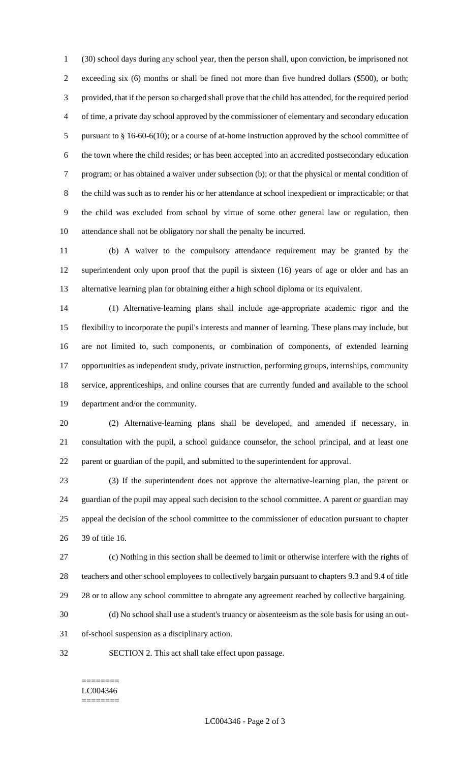(30) school days during any school year, then the person shall, upon conviction, be imprisoned not exceeding six (6) months or shall be fined not more than five hundred dollars ($500), or both; provided, that if the person so charged shall prove that the child has attended, for the required period of time, a private day school approved by the commissioner of elementary and secondary education pursuant to § 16-60-6(10); or a course of at-home instruction approved by the school committee of the town where the child resides; or has been accepted into an accredited postsecondary education program; or has obtained a waiver under subsection (b); or that the physical or mental condition of the child was such as to render his or her attendance at school inexpedient or impracticable; or that the child was excluded from school by virtue of some other general law or regulation, then attendance shall not be obligatory nor shall the penalty be incurred.

(b) A waiver to the compulsory attendance requirement may be granted by the superintendent only upon proof that the pupil is sixteen (16) years of age or older and has an alternative learning plan for obtaining either a high school diploma or its equivalent.

(1) Alternative-learning plans shall include age-appropriate academic rigor and the flexibility to incorporate the pupil's interests and manner of learning. These plans may include, but are not limited to, such components, or combination of components, of extended learning opportunities as independent study, private instruction, performing groups, internships, community service, apprenticeships, and online courses that are currently funded and available to the school department and/or the community.

(2) Alternative-learning plans shall be developed, and amended if necessary, in consultation with the pupil, a school guidance counselor, the school principal, and at least one parent or guardian of the pupil, and submitted to the superintendent for approval.

(3) If the superintendent does not approve the alternative-learning plan, the parent or guardian of the pupil may appeal such decision to the school committee. A parent or guardian may appeal the decision of the school committee to the commissioner of education pursuant to chapter 39 of title 16.

(c) Nothing in this section shall be deemed to limit or otherwise interfere with the rights of teachers and other school employees to collectively bargain pursuant to chapters 9.3 and 9.4 of title 28 or to allow any school committee to abrogate any agreement reached by collective bargaining.

(d) No school shall use a student's truancy or absenteeism as the sole basis for using an out-of-school suspension as a disciplinary action.

SECTION 2. This act shall take effect upon passage.

========
LC004346
========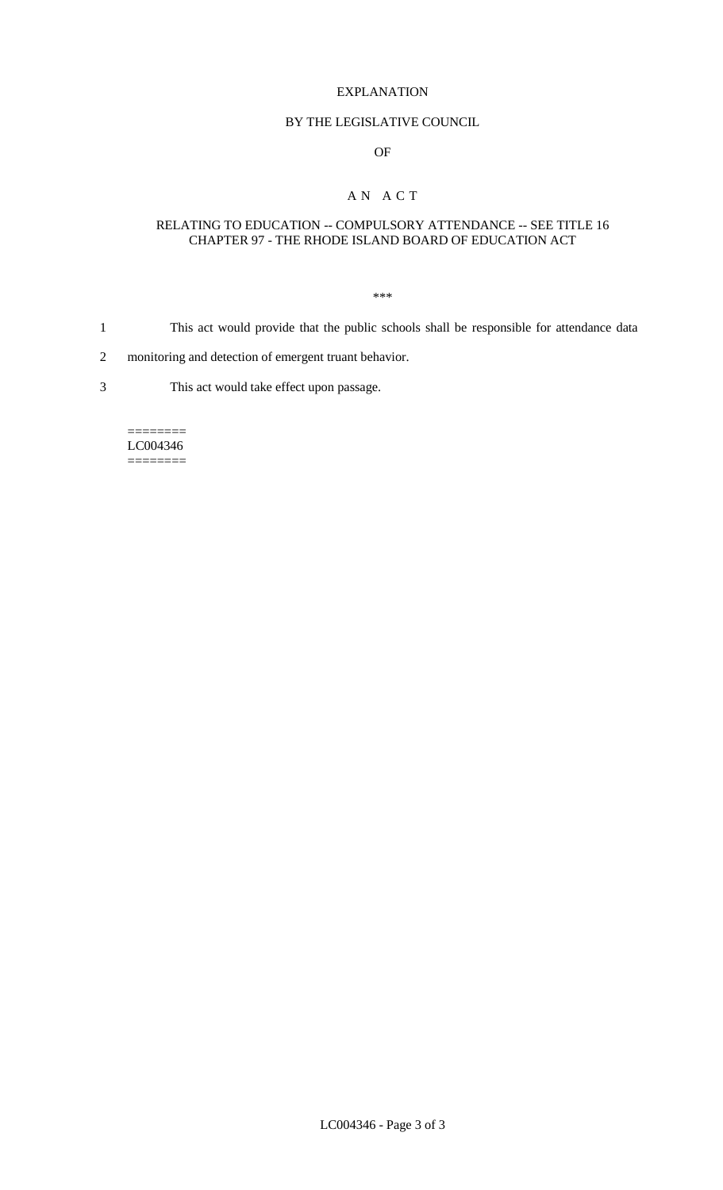EXPLANATION

BY THE LEGISLATIVE COUNCIL

OF

A N A C T

RELATING TO EDUCATION -- COMPULSORY ATTENDANCE -- SEE TITLE 16 CHAPTER 97 - THE RHODE ISLAND BOARD OF EDUCATION ACT

\*\*\*

1 This act would provide that the public schools shall be responsible for attendance data
2 monitoring and detection of emergent truant behavior.
3 This act would take effect upon passage.

========
LC004346
========